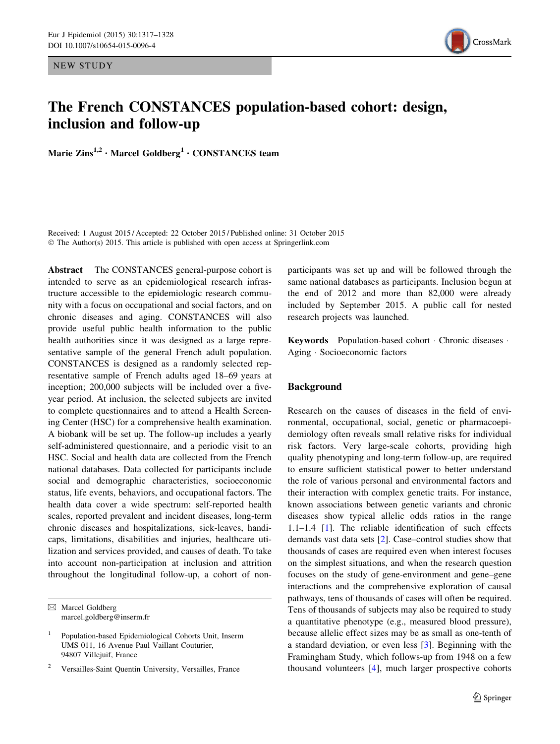NEW STUDY

# The French CONSTANCES population-based cohort: design, inclusion and follow-up

**Marie Zins[1,2] · Marcel Goldberg[1] · CONSTANCES team**

Received: 1 August 2015 / Accepted: 22 October 2015 / Published online: 31 October 2015
© The Author(s) 2015. This article is published with open access at Springerlink.com

**Abstract** The CONSTANCES general-purpose cohort is intended to serve as an epidemiologic research infrastructure accessible to the epidemiologic research community with a focus on occupational and social factors, and on chronic diseases and aging. CONSTANCES will also provide useful public health information to the public health authorities since it was designed as a large representative sample of the general French adult population. CONSTANCES is designed as a randomly selected representative sample of French adults aged 18–69 years at inception; 200,000 subjects will be included over a five-year period. At inclusion, the selected subjects are invited to complete questionnaires and to attend a Health Screening Center (HSC) for a comprehensive health examination. A biobank will be set up. The follow-up includes a yearly self-administered questionnaire, and a periodic visit to an HSC. Social and health data are collected from the French national databases. Data collected for participants include social and demographic characteristics, socioeconomic status, life events, behaviors, and occupational factors. The health data cover a wide spectrum: self-reported health scales, reported prevalent and incident diseases, long-term chronic diseases and hospitalizations, sick-leaves, handicaps, limitations, disabilities and injuries, healthcare utilization and services provided, and causes of death. To take into account non-participation at inclusion and attrition throughout the longitudinal follow-up, a cohort of non-participants was set up and will be followed through the same national databases as participants. Inclusion begun at the end of 2012 and more than 82,000 were already included by September 2015. A public call for nested research projects was launched.

**Keywords** Population-based cohort · Chronic diseases · Aging · Socioeconomic factors

✉ Marcel Goldberg
marcel.goldberg@inserm.fr

[1] Population-based Epidemiological Cohorts Unit, Inserm UMS 011, 16 Avenue Paul Vaillant Couturier, 94807 Villejuif, France

[2] Versailles-Saint Quentin University, Versailles, France

## Background

Research on the causes of diseases in the field of environmental, occupational, social, genetic or pharmacoepidemiology often reveals small relative risks for individual risk factors. Very large-scale cohorts, providing high quality phenotyping and long-term follow-up, are required to ensure sufficient statistical power to better understand the role of various personal and environmental factors and their interaction with complex genetic traits. For instance, known associations between genetic variants and chronic diseases show typical allelic odds ratios in the range 1.1–1.4 [1]. The reliable identification of such effects demands vast data sets [2]. Case–control studies show that thousands of cases are required even when interest focuses on the simplest situations, and when the research question focuses on the study of gene-environment and gene–gene interactions and the comprehensive exploration of causal pathways, tens of thousands of cases will often be required. Tens of thousands of subjects may also be required to study a quantitative phenotype (e.g., measured blood pressure), because allelic effect sizes may be as small as one-tenth of a standard deviation, or even less [3]. Beginning with the Framingham Study, which follows-up from 1948 on a few thousand volunteers [4], much larger prospective cohorts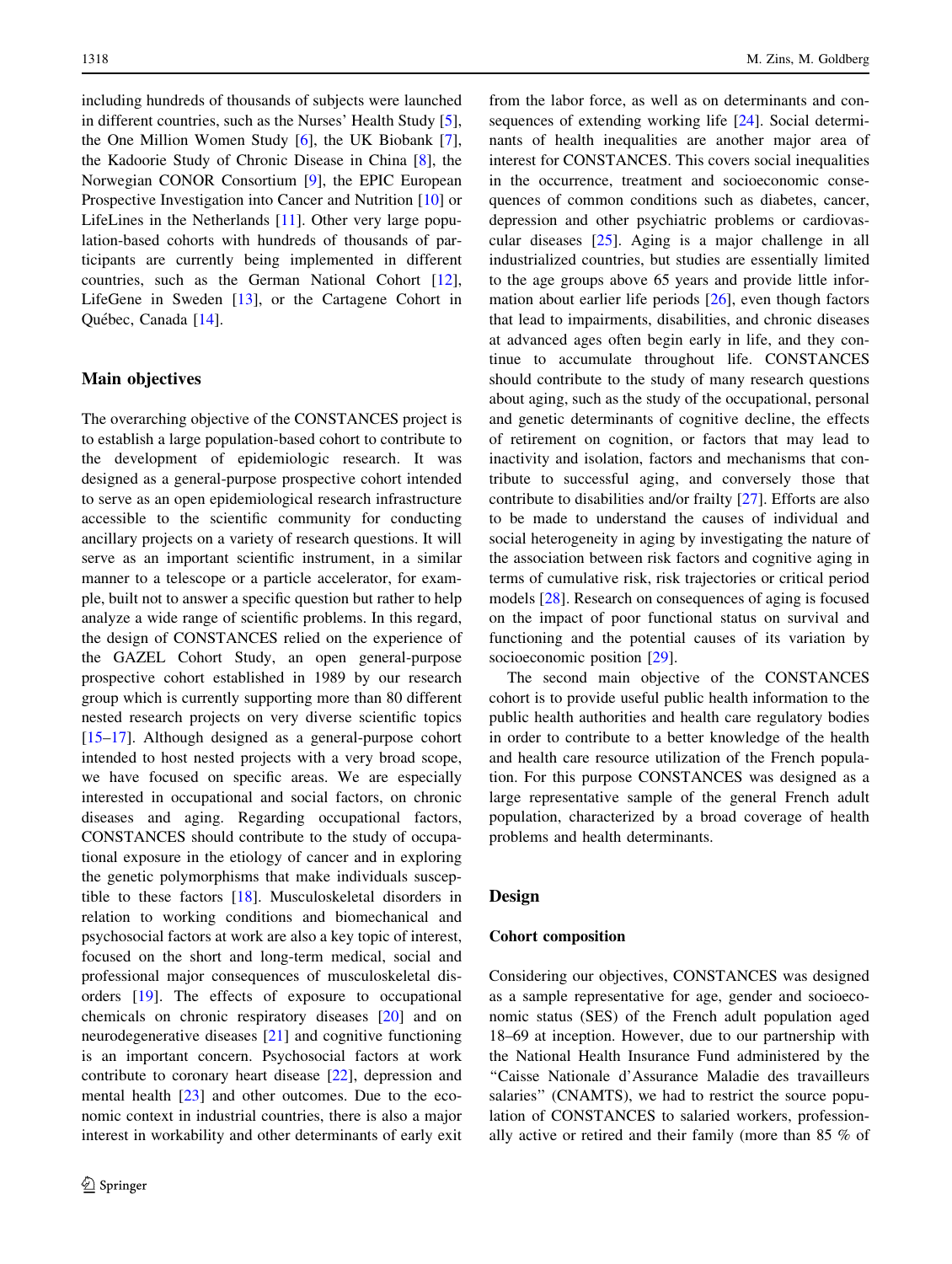including hundreds of thousands of subjects were launched in different countries, such as the Nurses' Health Study [5], the One Million Women Study [6], the UK Biobank [7], the Kadoorie Study of Chronic Disease in China [8], the Norwegian CONOR Consortium [9], the EPIC European Prospective Investigation into Cancer and Nutrition [10] or LifeLines in the Netherlands [11]. Other very large population-based cohorts with hundreds of thousands of participants are currently being implemented in different countries, such as the German National Cohort [12], LifeGene in Sweden [13], or the Cartagene Cohort in Québec, Canada [14].

## Main objectives

The overarching objective of the CONSTANCES project is to establish a large population-based cohort to contribute to the development of epidemiologic research. It was designed as a general-purpose prospective cohort intended to serve as an open epidemiological research infrastructure accessible to the scientific community for conducting ancillary projects on a variety of research questions. It will serve as an important scientific instrument, in a similar manner to a telescope or a particle accelerator, for example, built not to answer a specific question but rather to help analyze a wide range of scientific problems. In this regard, the design of CONSTANCES relied on the experience of the GAZEL Cohort Study, an open general-purpose prospective cohort established in 1989 by our research group which is currently supporting more than 80 different nested research projects on very diverse scientific topics [15–17]. Although designed as a general-purpose cohort intended to host nested projects with a very broad scope, we have focused on specific areas. We are especially interested in occupational and social factors, on chronic diseases and aging. Regarding occupational factors, CONSTANCES should contribute to the study of occupational exposure in the etiology of cancer and in exploring the genetic polymorphisms that make individuals susceptible to these factors [18]. Musculoskeletal disorders in relation to working conditions and biomechanical and psychosocial factors at work are also a key topic of interest, focused on the short and long-term medical, social and professional major consequences of musculoskeletal disorders [19]. The effects of exposure to occupational chemicals on chronic respiratory diseases [20] and on neurodegenerative diseases [21] and cognitive functioning is an important concern. Psychosocial factors at work contribute to coronary heart disease [22], depression and mental health [23] and other outcomes. Due to the economic context in industrial countries, there is also a major interest in workability and other determinants of early exit from the labor force, as well as on determinants and consequences of extending working life [24]. Social determinants of health inequalities are another major area of interest for CONSTANCES. This covers social inequalities in the occurrence, treatment and socioeconomic consequences of common conditions such as diabetes, cancer, depression and other psychiatric problems or cardiovascular diseases [25]. Aging is a major challenge in all industrialized countries, but studies are essentially limited to the age groups above 65 years and provide little information about earlier life periods [26], even though factors that lead to impairments, disabilities, and chronic diseases at advanced ages often begin early in life, and they continue to accumulate throughout life. CONSTANCES should contribute to the study of many research questions about aging, such as the study of the occupational, personal and genetic determinants of cognitive decline, the effects of retirement on cognition, or factors that may lead to inactivity and isolation, factors and mechanisms that contribute to successful aging, and conversely those that contribute to disabilities and/or frailty [27]. Efforts are also to be made to understand the causes of individual and social heterogeneity in aging by investigating the nature of the association between risk factors and cognitive aging in terms of cumulative risk, risk trajectories or critical period models [28]. Research on consequences of aging is focused on the impact of poor functional status on survival and functioning and the potential causes of its variation by socioeconomic position [29].

The second main objective of the CONSTANCES cohort is to provide useful public health information to the public health authorities and health care regulatory bodies in order to contribute to a better knowledge of the health and health care resource utilization of the French population. For this purpose CONSTANCES was designed as a large representative sample of the general French adult population, characterized by a broad coverage of health problems and health determinants.

## Design

### Cohort composition

Considering our objectives, CONSTANCES was designed as a sample representative for age, gender and socioeconomic status (SES) of the French adult population aged 18–69 at inception. However, due to our partnership with the National Health Insurance Fund administered by the "Caisse Nationale d'Assurance Maladie des travailleurs salariés" (CNAMTS), we had to restrict the source population of CONSTANCES to salaried workers, professionally active or retired and their family (more than 85 % of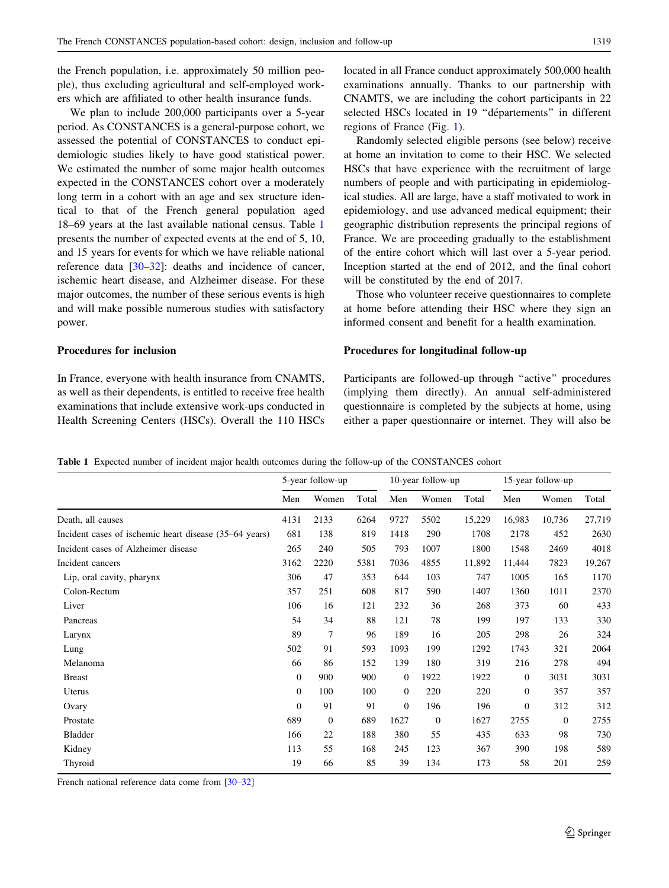the French population, i.e. approximately 50 million people), thus excluding agricultural and self-employed workers which are affiliated to other health insurance funds.

We plan to include 200,000 participants over a 5-year period. As CONSTANCES is a general-purpose cohort, we assessed the potential of CONSTANCES to conduct epidemiologic studies likely to have good statistical power. We estimated the number of some major health outcomes expected in the CONSTANCES cohort over a moderately long term in a cohort with an age and sex structure identical to that of the French general population aged 18–69 years at the last available national census. Table 1 presents the number of expected events at the end of 5, 10, and 15 years for events for which we have reliable national reference data [30–32]: deaths and incidence of cancer, ischemic heart disease, and Alzheimer disease. For these major outcomes, the number of these serious events is high and will make possible numerous studies with satisfactory power.

### Procedures for inclusion

In France, everyone with health insurance from CNAMTS, as well as their dependents, is entitled to receive free health examinations that include extensive work-ups conducted in Health Screening Centers (HSCs). Overall the 110 HSCs located in all France conduct approximately 500,000 health examinations annually. Thanks to our partnership with CNAMTS, we are including the cohort participants in 22 selected HSCs located in 19 "départements" in different regions of France (Fig. 1).

Randomly selected eligible persons (see below) receive at home an invitation to come to their HSC. We selected HSCs that have experience with the recruitment of large numbers of people and with participating in epidemiological studies. All are large, have a staff motivated to work in epidemiology, and use advanced medical equipment; their geographic distribution represents the principal regions of France. We are proceeding gradually to the establishment of the entire cohort which will last over a 5-year period. Inception started at the end of 2012, and the final cohort will be constituted by the end of 2017.

Those who volunteer receive questionnaires to complete at home before attending their HSC where they sign an informed consent and benefit for a health examination.

### Procedures for longitudinal follow-up

Participants are followed-up through "active" procedures (implying them directly). An annual self-administered questionnaire is completed by the subjects at home, using either a paper questionnaire or internet. They will also be

**Table 1** Expected number of incident major health outcomes during the follow-up of the CONSTANCES cohort

| | 5-year follow-up | | | 10-year follow-up | | | 15-year follow-up | | |
|---|---|---|---|---|---|---|---|---|---|
| | Men | Women | Total | Men | Women | Total | Men | Women | Total |
| Death, all causes | 4131 | 2133 | 6264 | 9727 | 5502 | 15,229 | 16,983 | 10,736 | 27,719 |
| Incident cases of ischemic heart disease (35–64 years) | 681 | 138 | 819 | 1418 | 290 | 1708 | 2178 | 452 | 2630 |
| Incident cases of Alzheimer disease | 265 | 240 | 505 | 793 | 1007 | 1800 | 1548 | 2469 | 4018 |
| Incident cancers | 3162 | 2220 | 5381 | 7036 | 4855 | 11,892 | 11,444 | 7823 | 19,267 |
| Lip, oral cavity, pharynx | 306 | 47 | 353 | 644 | 103 | 747 | 1005 | 165 | 1170 |
| Colon-Rectum | 357 | 251 | 608 | 817 | 590 | 1407 | 1360 | 1011 | 2370 |
| Liver | 106 | 16 | 121 | 232 | 36 | 268 | 373 | 60 | 433 |
| Pancreas | 54 | 34 | 88 | 121 | 78 | 199 | 197 | 133 | 330 |
| Larynx | 89 | 7 | 96 | 189 | 16 | 205 | 298 | 26 | 324 |
| Lung | 502 | 91 | 593 | 1093 | 199 | 1292 | 1743 | 321 | 2064 |
| Melanoma | 66 | 86 | 152 | 139 | 180 | 319 | 216 | 278 | 494 |
| Breast | 0 | 900 | 900 | 0 | 1922 | 1922 | 0 | 3031 | 3031 |
| Uterus | 0 | 100 | 100 | 0 | 220 | 220 | 0 | 357 | 357 |
| Ovary | 0 | 91 | 91 | 0 | 196 | 196 | 0 | 312 | 312 |
| Prostate | 689 | 0 | 689 | 1627 | 0 | 1627 | 2755 | 0 | 2755 |
| Bladder | 166 | 22 | 188 | 380 | 55 | 435 | 633 | 98 | 730 |
| Kidney | 113 | 55 | 168 | 245 | 123 | 367 | 390 | 198 | 589 |
| Thyroid | 19 | 66 | 85 | 39 | 134 | 173 | 58 | 201 | 259 |

French national reference data come from [30–32]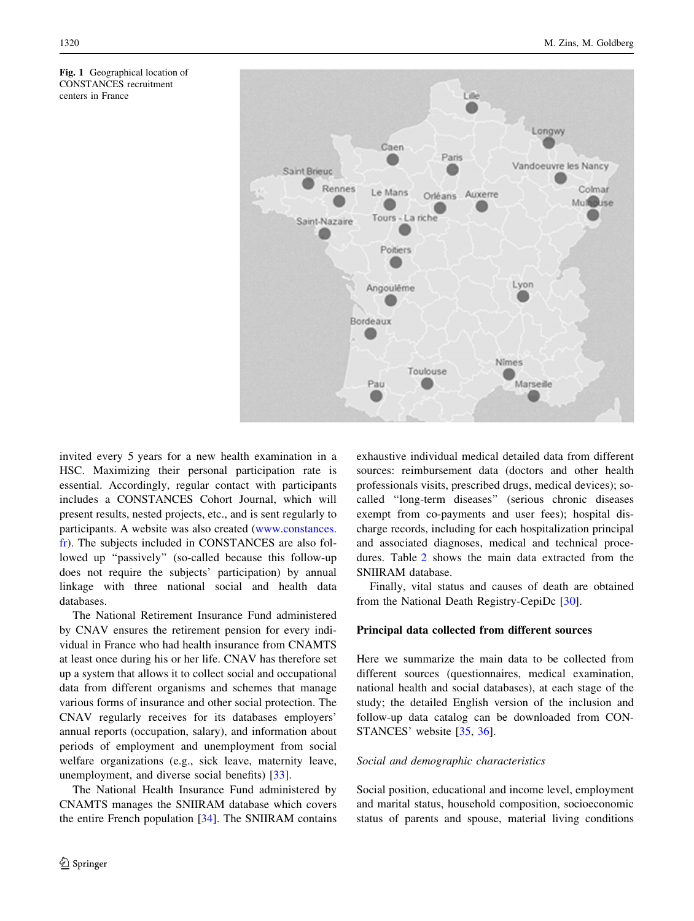Fig. 1 Geographical location of CONSTANCES recruitment centers in France

invited every 5 years for a new health examination in a HSC. Maximizing their personal participation rate is essential. Accordingly, regular contact with participants includes a CONSTANCES Cohort Journal, which will present results, nested projects, etc., and is sent regularly to participants. A website was also created (www.constances.fr). The subjects included in CONSTANCES are also followed up "passively" (so-called because this follow-up does not require the subjects' participation) by annual linkage with three national social and health data databases.

The National Retirement Insurance Fund administered by CNAV ensures the retirement pension for every individual in France who had health insurance from CNAMTS at least once during his or her life. CNAV has therefore set up a system that allows it to collect social and occupational data from different organisms and schemes that manage various forms of insurance and other social protection. The CNAV regularly receives for its databases employers' annual reports (occupation, salary), and information about periods of employment and unemployment from social welfare organizations (e.g., sick leave, maternity leave, unemployment, and diverse social benefits) [33].

The National Health Insurance Fund administered by CNAMTS manages the SNIIRAM database which covers the entire French population [34]. The SNIIRAM contains exhaustive individual medical detailed data from different sources: reimbursement data (doctors and other health professionals visits, prescribed drugs, medical devices); so-called "long-term diseases" (serious chronic diseases exempt from co-payments and user fees); hospital discharge records, including for each hospitalization principal and associated diagnoses, medical and technical procedures. Table 2 shows the main data extracted from the SNIIRAM database.

Finally, vital status and causes of death are obtained from the National Death Registry-CepiDc [30].

## Principal data collected from different sources

Here we summarize the main data to be collected from different sources (questionnaires, medical examination, national health and social databases), at each stage of the study; the detailed English version of the inclusion and follow-up data catalog can be downloaded from CONSTANCES' website [35, 36].

### *Social and demographic characteristics*

Social position, educational and income level, employment and marital status, household composition, socioeconomic status of parents and spouse, material living conditions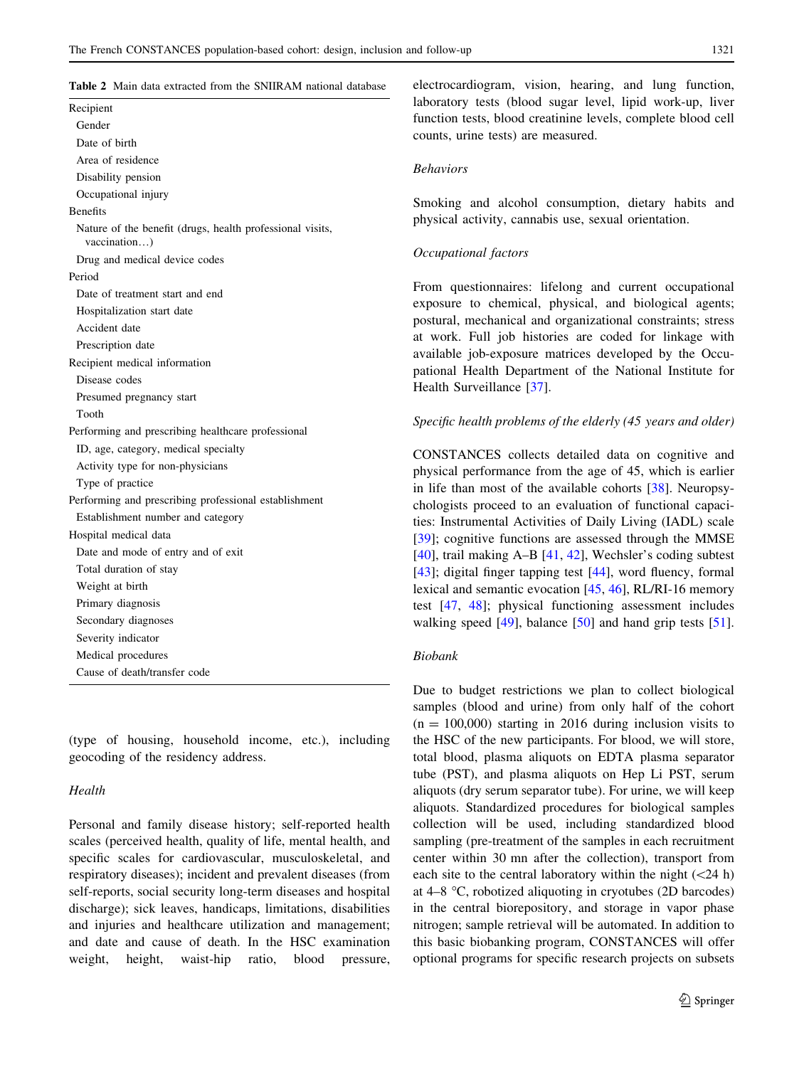**Table 2** Main data extracted from the SNIIRAM national database

| |
|---|
| Recipient |
| Gender |
| Date of birth |
| Area of residence |
| Disability pension |
| Occupational injury |
| Benefits |
| Nature of the benefit (drugs, health professional visits, vaccination…) |
| Drug and medical device codes |
| Period |
| Date of treatment start and end |
| Hospitalization start date |
| Accident date |
| Prescription date |
| Recipient medical information |
| Disease codes |
| Presumed pregnancy start |
| Tooth |
| Performing and prescribing healthcare professional |
| ID, age, category, medical specialty |
| Activity type for non-physicians |
| Type of practice |
| Performing and prescribing professional establishment |
| Establishment number and category |
| Hospital medical data |
| Date and mode of entry and of exit |
| Total duration of stay |
| Weight at birth |
| Primary diagnosis |
| Secondary diagnoses |
| Severity indicator |
| Medical procedures |
| Cause of death/transfer code |

(type of housing, household income, etc.), including geocoding of the residency address.

*Health*

Personal and family disease history; self-reported health scales (perceived health, quality of life, mental health, and specific scales for cardiovascular, musculoskeletal, and respiratory diseases); incident and prevalent diseases (from self-reports, social security long-term diseases and hospital discharge); sick leaves, handicaps, limitations, disabilities and injuries and healthcare utilization and management; and date and cause of death. In the HSC examination weight, height, waist-hip ratio, blood pressure, electrocardiogram, vision, hearing, and lung function, laboratory tests (blood sugar level, lipid work-up, liver function tests, blood creatinine levels, complete blood cell counts, urine tests) are measured.

*Behaviors*

Smoking and alcohol consumption, dietary habits and physical activity, cannabis use, sexual orientation.

*Occupational factors*

From questionnaires: lifelong and current occupational exposure to chemical, physical, and biological agents; postural, mechanical and organizational constraints; stress at work. Full job histories are coded for linkage with available job-exposure matrices developed by the Occupational Health Department of the National Institute for Health Surveillance [37].

*Specific health problems of the elderly (45 years and older)*

CONSTANCES collects detailed data on cognitive and physical performance from the age of 45, which is earlier in life than most of the available cohorts [38]. Neuropsychologists proceed to an evaluation of functional capacities: Instrumental Activities of Daily Living (IADL) scale [39]; cognitive functions are assessed through the MMSE [40], trail making A–B [41, 42], Wechsler's coding subtest [43]; digital finger tapping test [44], word fluency, formal lexical and semantic evocation [45, 46], RL/RI-16 memory test [47, 48]; physical functioning assessment includes walking speed [49], balance [50] and hand grip tests [51].

*Biobank*

Due to budget restrictions we plan to collect biological samples (blood and urine) from only half of the cohort (n = 100,000) starting in 2016 during inclusion visits to the HSC of the new participants. For blood, we will store, total blood, plasma aliquots on EDTA plasma separator tube (PST), and plasma aliquots on Hep Li PST, serum aliquots (dry serum separator tube). For urine, we will keep aliquots. Standardized procedures for biological samples collection will be used, including standardized blood sampling (pre-treatment of the samples in each recruitment center within 30 mn after the collection), transport from each site to the central laboratory within the night (<24 h) at 4–8 °C, robotized aliquoting in cryotubes (2D barcodes) in the central biorepository, and storage in vapor phase nitrogen; sample retrieval will be automated. In addition to this basic biobanking program, CONSTANCES will offer optional programs for specific research projects on subsets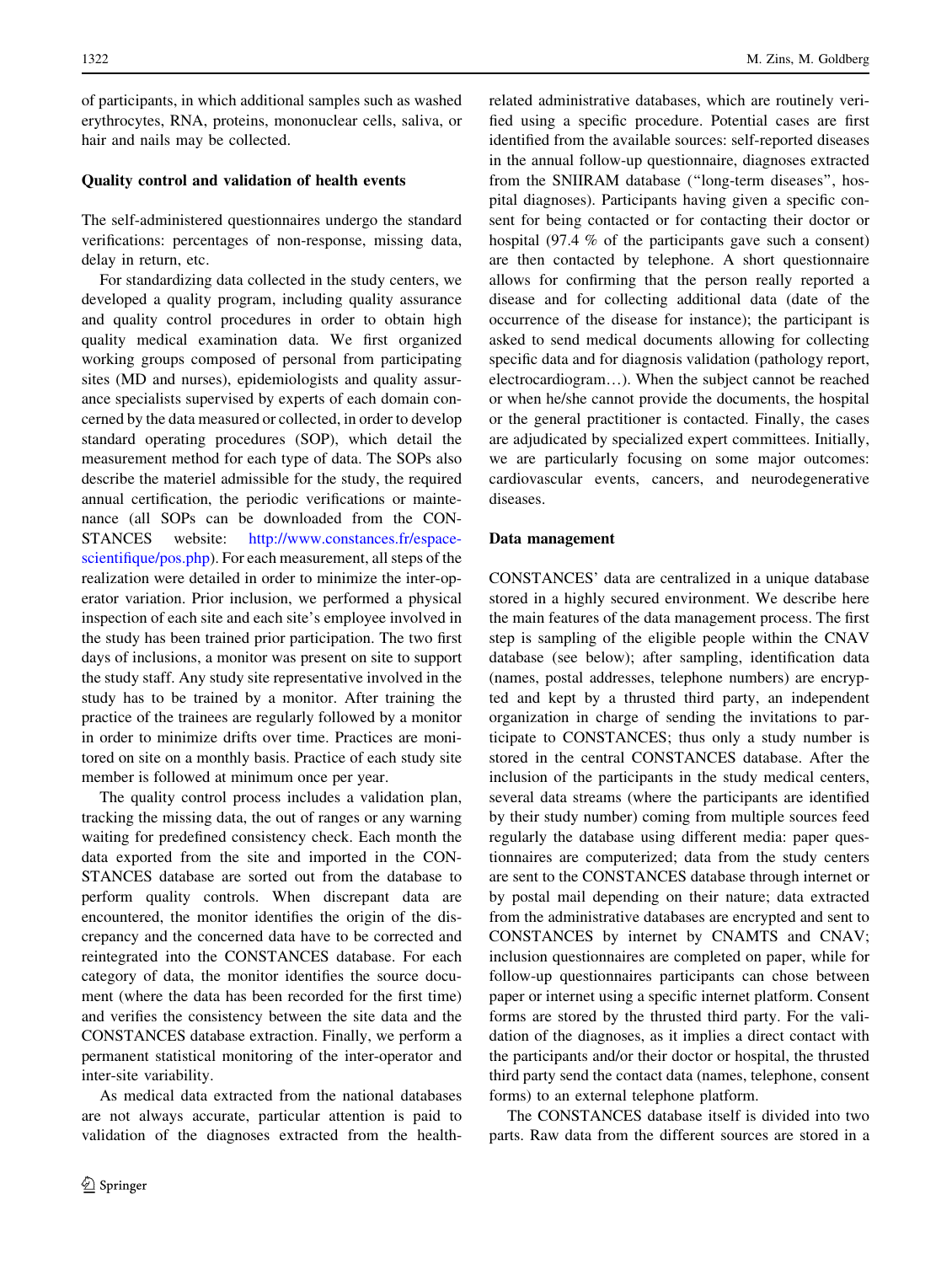of participants, in which additional samples such as washed erythrocytes, RNA, proteins, mononuclear cells, saliva, or hair and nails may be collected.

## Quality control and validation of health events

The self-administered questionnaires undergo the standard verifications: percentages of non-response, missing data, delay in return, etc.

For standardizing data collected in the study centers, we developed a quality program, including quality assurance and quality control procedures in order to obtain high quality medical examination data. We first organized working groups composed of personal from participating sites (MD and nurses), epidemiologists and quality assurance specialists supervised by experts of each domain concerned by the data measured or collected, in order to develop standard operating procedures (SOP), which detail the measurement method for each type of data. The SOPs also describe the materiel admissible for the study, the required annual certification, the periodic verifications or maintenance (all SOPs can be downloaded from the CONSTANCES website: http://www.constances.fr/espace-scientifique/pos.php). For each measurement, all steps of the realization were detailed in order to minimize the inter-operator variation. Prior inclusion, we performed a physical inspection of each site and each site's employee involved in the study has been trained prior participation. The two first days of inclusions, a monitor was present on site to support the study staff. Any study site representative involved in the study has to be trained by a monitor. After training the practice of the trainees are regularly followed by a monitor in order to minimize drifts over time. Practices are monitored on site on a monthly basis. Practice of each study site member is followed at minimum once per year.

The quality control process includes a validation plan, tracking the missing data, the out of ranges or any warning waiting for predefined consistency check. Each month the data exported from the site and imported in the CONSTANCES database are sorted out from the database to perform quality controls. When discrepant data are encountered, the monitor identifies the origin of the discrepancy and the concerned data have to be corrected and reintegrated into the CONSTANCES database. For each category of data, the monitor identifies the source document (where the data has been recorded for the first time) and verifies the consistency between the site data and the CONSTANCES database extraction. Finally, we perform a permanent statistical monitoring of the inter-operator and inter-site variability.

As medical data extracted from the national databases are not always accurate, particular attention is paid to validation of the diagnoses extracted from the health-related administrative databases, which are routinely verified using a specific procedure. Potential cases are first identified from the available sources: self-reported diseases in the annual follow-up questionnaire, diagnoses extracted from the SNIIRAM database ("long-term diseases", hospital diagnoses). Participants having given a specific consent for being contacted or for contacting their doctor or hospital (97.4 % of the participants gave such a consent) are then contacted by telephone. A short questionnaire allows for confirming that the person really reported a disease and for collecting additional data (date of the occurrence of the disease for instance); the participant is asked to send medical documents allowing for collecting specific data and for diagnosis validation (pathology report, electrocardiogram…). When the subject cannot be reached or when he/she cannot provide the documents, the hospital or the general practitioner is contacted. Finally, the cases are adjudicated by specialized expert committees. Initially, we are particularly focusing on some major outcomes: cardiovascular events, cancers, and neurodegenerative diseases.

## Data management

CONSTANCES' data are centralized in a unique database stored in a highly secured environment. We describe here the main features of the data management process. The first step is sampling of the eligible people within the CNAV database (see below); after sampling, identification data (names, postal addresses, telephone numbers) are encrypted and kept by a thrusted third party, an independent organization in charge of sending the invitations to participate to CONSTANCES; thus only a study number is stored in the central CONSTANCES database. After the inclusion of the participants in the study medical centers, several data streams (where the participants are identified by their study number) coming from multiple sources feed regularly the database using different media: paper questionnaires are computerized; data from the study centers are sent to the CONSTANCES database through internet or by postal mail depending on their nature; data extracted from the administrative databases are encrypted and sent to CONSTANCES by internet by CNAMTS and CNAV; inclusion questionnaires are completed on paper, while for follow-up questionnaires participants can chose between paper or internet using a specific internet platform. Consent forms are stored by the thrusted third party. For the validation of the diagnoses, as it implies a direct contact with the participants and/or their doctor or hospital, the thrusted third party send the contact data (names, telephone, consent forms) to an external telephone platform.

The CONSTANCES database itself is divided into two parts. Raw data from the different sources are stored in a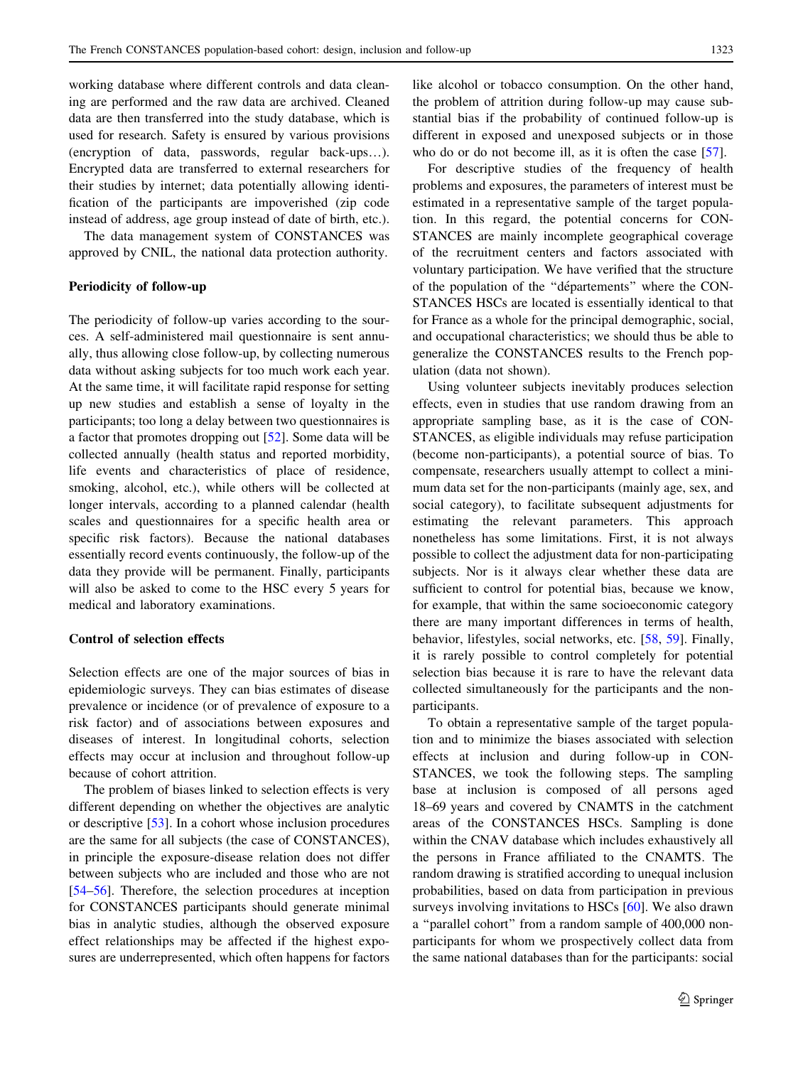working database where different controls and data cleaning are performed and the raw data are archived. Cleaned data are then transferred into the study database, which is used for research. Safety is ensured by various provisions (encryption of data, passwords, regular back-ups…). Encrypted data are transferred to external researchers for their studies by internet; data potentially allowing identification of the participants are impoverished (zip code instead of address, age group instead of date of birth, etc.).

The data management system of CONSTANCES was approved by CNIL, the national data protection authority.

### Periodicity of follow-up

The periodicity of follow-up varies according to the sources. A self-administered mail questionnaire is sent annually, thus allowing close follow-up, by collecting numerous data without asking subjects for too much work each year. At the same time, it will facilitate rapid response for setting up new studies and establish a sense of loyalty in the participants; too long a delay between two questionnaires is a factor that promotes dropping out [52]. Some data will be collected annually (health status and reported morbidity, life events and characteristics of place of residence, smoking, alcohol, etc.), while others will be collected at longer intervals, according to a planned calendar (health scales and questionnaires for a specific health area or specific risk factors). Because the national databases essentially record events continuously, the follow-up of the data they provide will be permanent. Finally, participants will also be asked to come to the HSC every 5 years for medical and laboratory examinations.

### Control of selection effects

Selection effects are one of the major sources of bias in epidemiologic surveys. They can bias estimates of disease prevalence or incidence (or of prevalence of exposure to a risk factor) and of associations between exposures and diseases of interest. In longitudinal cohorts, selection effects may occur at inclusion and throughout follow-up because of cohort attrition.

The problem of biases linked to selection effects is very different depending on whether the objectives are analytic or descriptive [53]. In a cohort whose inclusion procedures are the same for all subjects (the case of CONSTANCES), in principle the exposure-disease relation does not differ between subjects who are included and those who are not [54–56]. Therefore, the selection procedures at inception for CONSTANCES participants should generate minimal bias in analytic studies, although the observed exposure effect relationships may be affected if the highest exposures are underrepresented, which often happens for factors like alcohol or tobacco consumption. On the other hand, the problem of attrition during follow-up may cause substantial bias if the probability of continued follow-up is different in exposed and unexposed subjects or in those who do or do not become ill, as it is often the case [57].

For descriptive studies of the frequency of health problems and exposures, the parameters of interest must be estimated in a representative sample of the target population. In this regard, the potential concerns for CONSTANCES are mainly incomplete geographical coverage of the recruitment centers and factors associated with voluntary participation. We have verified that the structure of the population of the "départements" where the CONSTANCES HSCs are located is essentially identical to that for France as a whole for the principal demographic, social, and occupational characteristics; we should thus be able to generalize the CONSTANCES results to the French population (data not shown).

Using volunteer subjects inevitably produces selection effects, even in studies that use random drawing from an appropriate sampling base, as it is the case of CONSTANCES, as eligible individuals may refuse participation (become non-participants), a potential source of bias. To compensate, researchers usually attempt to collect a minimum data set for the non-participants (mainly age, sex, and social category), to facilitate subsequent adjustments for estimating the relevant parameters. This approach nonetheless has some limitations. First, it is not always possible to collect the adjustment data for non-participating subjects. Nor is it always clear whether these data are sufficient to control for potential bias, because we know, for example, that within the same socioeconomic category there are many important differences in terms of health, behavior, lifestyles, social networks, etc. [58, 59]. Finally, it is rarely possible to control completely for potential selection bias because it is rare to have the relevant data collected simultaneously for the participants and the non-participants.

To obtain a representative sample of the target population and to minimize the biases associated with selection effects at inclusion and during follow-up in CONSTANCES, we took the following steps. The sampling base at inclusion is composed of all persons aged 18–69 years and covered by CNAMTS in the catchment areas of the CONSTANCES HSCs. Sampling is done within the CNAV database which includes exhaustively all the persons in France affiliated to the CNAMTS. The random drawing is stratified according to unequal inclusion probabilities, based on data from participation in previous surveys involving invitations to HSCs [60]. We also drawn a "parallel cohort" from a random sample of 400,000 non-participants for whom we prospectively collect data from the same national databases than for the participants: social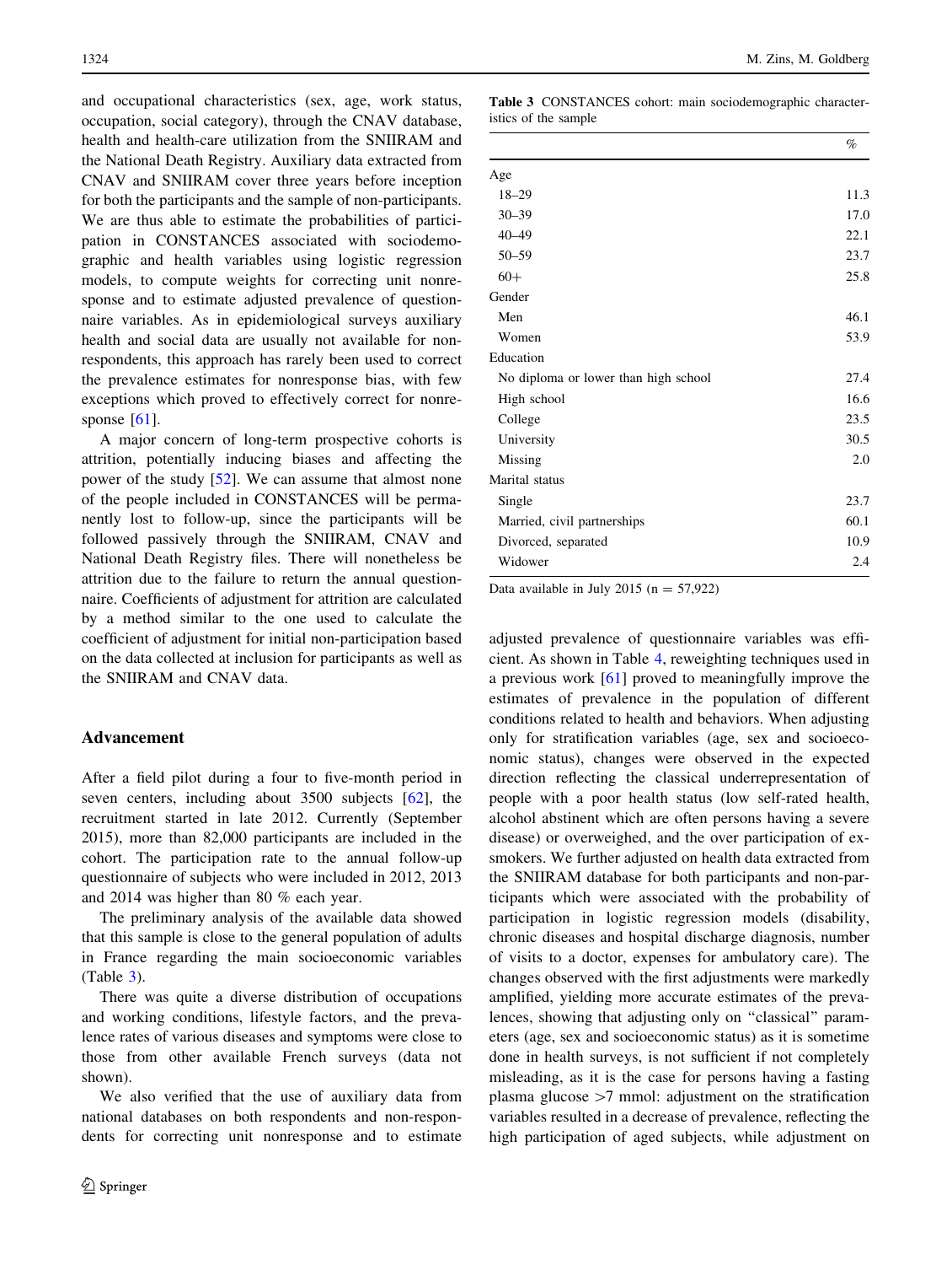and occupational characteristics (sex, age, work status, occupation, social category), through the CNAV database, health and health-care utilization from the SNIIRAM and the National Death Registry. Auxiliary data extracted from CNAV and SNIIRAM cover three years before inception for both the participants and the sample of non-participants. We are thus able to estimate the probabilities of participation in CONSTANCES associated with sociodemographic and health variables using logistic regression models, to compute weights for correcting unit nonresponse and to estimate adjusted prevalence of questionnaire variables. As in epidemiological surveys auxiliary health and social data are usually not available for nonrespondents, this approach has rarely been used to correct the prevalence estimates for nonresponse bias, with few exceptions which proved to effectively correct for nonresponse [61].

A major concern of long-term prospective cohorts is attrition, potentially inducing biases and affecting the power of the study [52]. We can assume that almost none of the people included in CONSTANCES will be permanently lost to follow-up, since the participants will be followed passively through the SNIIRAM, CNAV and National Death Registry files. There will nonetheless be attrition due to the failure to return the annual questionnaire. Coefficients of adjustment for attrition are calculated by a method similar to the one used to calculate the coefficient of adjustment for initial non-participation based on the data collected at inclusion for participants as well as the SNIIRAM and CNAV data.

## Advancement

After a field pilot during a four to five-month period in seven centers, including about 3500 subjects [62], the recruitment started in late 2012. Currently (September 2015), more than 82,000 participants are included in the cohort. The participation rate to the annual follow-up questionnaire of subjects who were included in 2012, 2013 and 2014 was higher than 80 % each year.

The preliminary analysis of the available data showed that this sample is close to the general population of adults in France regarding the main socioeconomic variables (Table 3).

**Table 3** CONSTANCES cohort: main sociodemographic characteristics of the sample

| | % |
|---|---|
| Age | |
| 18–29 | 11.3 |
| 30–39 | 17.0 |
| 40–49 | 22.1 |
| 50–59 | 23.7 |
| 60+ | 25.8 |
| Gender | |
| Men | 46.1 |
| Women | 53.9 |
| Education | |
| No diploma or lower than high school | 27.4 |
| High school | 16.6 |
| College | 23.5 |
| University | 30.5 |
| Missing | 2.0 |
| Marital status | |
| Single | 23.7 |
| Married, civil partnerships | 60.1 |
| Divorced, separated | 10.9 |
| Widower | 2.4 |

Data available in July 2015 (n = 57,922)

There was quite a diverse distribution of occupations and working conditions, lifestyle factors, and the prevalence rates of various diseases and symptoms were close to those from other available French surveys (data not shown).

We also verified that the use of auxiliary data from national databases on both respondents and non-respondents for correcting unit nonresponse and to estimate adjusted prevalence of questionnaire variables was efficient. As shown in Table 4, reweighting techniques used in a previous work [61] proved to meaningfully improve the estimates of prevalence in the population of different conditions related to health and behaviors. When adjusting only for stratification variables (age, sex and socioeconomic status), changes were observed in the expected direction reflecting the classical underrepresentation of people with a poor health status (low self-rated health, alcohol abstinent which are often persons having a severe disease) or overweighed, and the over participation of ex-smokers. We further adjusted on health data extracted from the SNIIRAM database for both participants and non-participants which were associated with the probability of participation in logistic regression models (disability, chronic diseases and hospital discharge diagnosis, number of visits to a doctor, expenses for ambulatory care). The changes observed with the first adjustments were markedly amplified, yielding more accurate estimates of the prevalences, showing that adjusting only on "classical" parameters (age, sex and socioeconomic status) as it is sometime done in health surveys, is not sufficient if not completely misleading, as it is the case for persons having a fasting plasma glucose >7 mmol: adjustment on the stratification variables resulted in a decrease of prevalence, reflecting the high participation of aged subjects, while adjustment on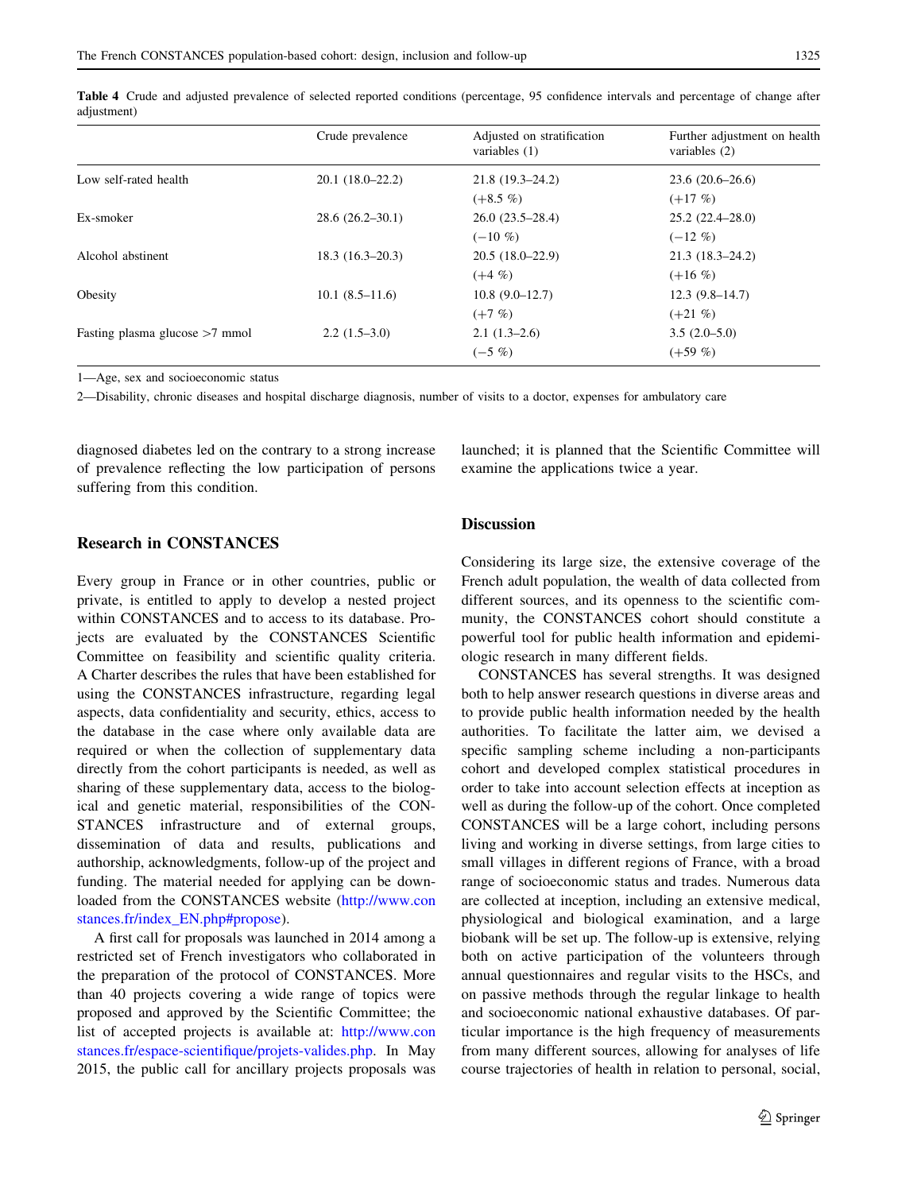Table 4 Crude and adjusted prevalence of selected reported conditions (percentage, 95 confidence intervals and percentage of change after adjustment)

| | Crude prevalence | Adjusted on stratification variables (1) | Further adjustment on health variables (2) |
|---|---|---|---|
| Low self-rated health | 20.1 (18.0–22.2) | 21.8 (19.3–24.2) | 23.6 (20.6–26.6) |
| | | (+8.5 %) | (+17 %) |
| Ex-smoker | 28.6 (26.2–30.1) | 26.0 (23.5–28.4) | 25.2 (22.4–28.0) |
| | | (−10 %) | (−12 %) |
| Alcohol abstinent | 18.3 (16.3–20.3) | 20.5 (18.0–22.9) | 21.3 (18.3–24.2) |
| | | (+4 %) | (+16 %) |
| Obesity | 10.1 (8.5–11.6) | 10.8 (9.0–12.7) | 12.3 (9.8–14.7) |
| | | (+7 %) | (+21 %) |
| Fasting plasma glucose >7 mmol | 2.2 (1.5–3.0) | 2.1 (1.3–2.6) | 3.5 (2.0–5.0) |
| | | (−5 %) | (+59 %) |

1—Age, sex and socioeconomic status

2—Disability, chronic diseases and hospital discharge diagnosis, number of visits to a doctor, expenses for ambulatory care

diagnosed diabetes led on the contrary to a strong increase of prevalence reflecting the low participation of persons suffering from this condition.

## Research in CONSTANCES

Every group in France or in other countries, public or private, is entitled to apply to develop a nested project within CONSTANCES and to access to its database. Projects are evaluated by the CONSTANCES Scientific Committee on feasibility and scientific quality criteria. A Charter describes the rules that have been established for using the CONSTANCES infrastructure, regarding legal aspects, data confidentiality and security, ethics, access to the database in the case where only available data are required or when the collection of supplementary data directly from the cohort participants is needed, as well as sharing of these supplementary data, access to the biological and genetic material, responsibilities of the CONSTANCES infrastructure and of external groups, dissemination of data and results, publications and authorship, acknowledgments, follow-up of the project and funding. The material needed for applying can be downloaded from the CONSTANCES website (http://www.constances.fr/index_EN.php#propose).

A first call for proposals was launched in 2014 among a restricted set of French investigators who collaborated in the preparation of the protocol of CONSTANCES. More than 40 projects covering a wide range of topics were proposed and approved by the Scientific Committee; the list of accepted projects is available at: http://www.constances.fr/espace-scientifique/projets-valides.php. In May 2015, the public call for ancillary projects proposals was launched; it is planned that the Scientific Committee will examine the applications twice a year.

## Discussion

Considering its large size, the extensive coverage of the French adult population, the wealth of data collected from different sources, and its openness to the scientific community, the CONSTANCES cohort should constitute a powerful tool for public health information and epidemiologic research in many different fields.

CONSTANCES has several strengths. It was designed both to help answer research questions in diverse areas and to provide public health information needed by the health authorities. To facilitate the latter aim, we devised a specific sampling scheme including a non-participants cohort and developed complex statistical procedures in order to take into account selection effects at inception as well as during the follow-up of the cohort. Once completed CONSTANCES will be a large cohort, including persons living and working in diverse settings, from large cities to small villages in different regions of France, with a broad range of socioeconomic status and trades. Numerous data are collected at inception, including an extensive medical, physiological and biological examination, and a large biobank will be set up. The follow-up is extensive, relying both on active participation of the volunteers through annual questionnaires and regular visits to the HSCs, and on passive methods through the regular linkage to health and socioeconomic national exhaustive databases. Of particular importance is the high frequency of measurements from many different sources, allowing for analyses of life course trajectories of health in relation to personal, social,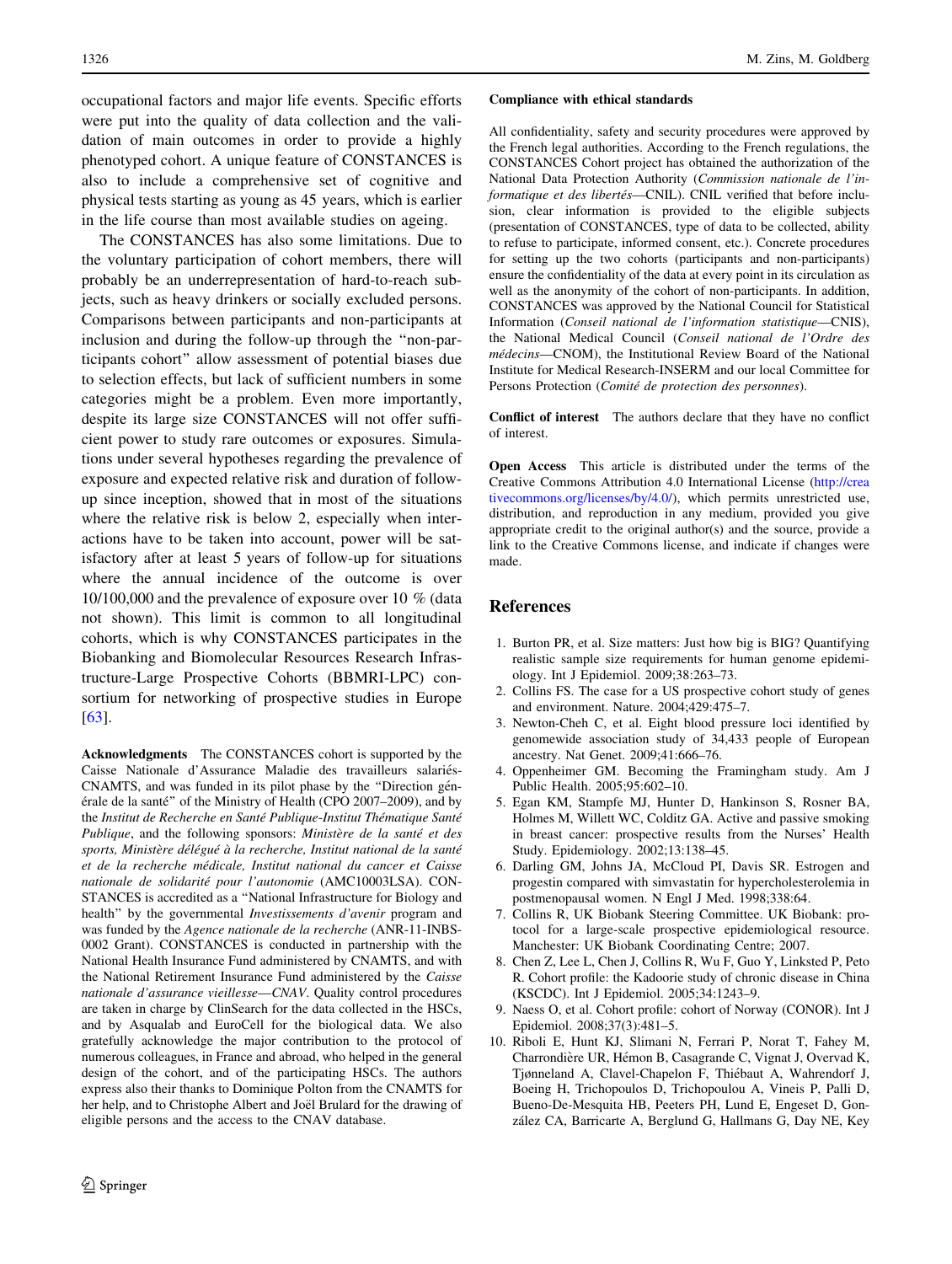occupational factors and major life events. Specific efforts were put into the quality of data collection and the validation of main outcomes in order to provide a highly phenotyped cohort. A unique feature of CONSTANCES is also to include a comprehensive set of cognitive and physical tests starting as young as 45 years, which is earlier in the life course than most available studies on ageing.

The CONSTANCES has also some limitations. Due to the voluntary participation of cohort members, there will probably be an underrepresentation of hard-to-reach subjects, such as heavy drinkers or socially excluded persons. Comparisons between participants and non-participants at inclusion and during the follow-up through the "non-participants cohort" allow assessment of potential biases due to selection effects, but lack of sufficient numbers in some categories might be a problem. Even more importantly, despite its large size CONSTANCES will not offer sufficient power to study rare outcomes or exposures. Simulations under several hypotheses regarding the prevalence of exposure and expected relative risk and duration of follow-up since inception, showed that in most of the situations where the relative risk is below 2, especially when interactions have to be taken into account, power will be satisfactory after at least 5 years of follow-up for situations where the annual incidence of the outcome is over 10/100,000 and the prevalence of exposure over 10 % (data not shown). This limit is common to all longitudinal cohorts, which is why CONSTANCES participates in the Biobanking and Biomolecular Resources Research Infrastructure-Large Prospective Cohorts (BBMRI-LPC) consortium for networking of prospective studies in Europe [63].

**Acknowledgments** The CONSTANCES cohort is supported by the Caisse Nationale d'Assurance Maladie des travailleurs salariés-CNAMTS, and was funded in its pilot phase by the "Direction générale de la santé" of the Ministry of Health (CPO 2007–2009), and by the *Institut de Recherche en Santé Publique-Institut Thématique Santé Publique*, and the following sponsors: *Ministère de la santé et des sports, Ministère délégué à la recherche, Institut national de la santé et de la recherche médicale, Institut national du cancer et Caisse nationale de solidarité pour l'autonomie* (AMC10003LSA). CONSTANCES is accredited as a "National Infrastructure for Biology and health" by the governmental *Investissements d'avenir* program and was funded by the *Agence nationale de la recherche* (ANR-11-INBS-0002 Grant). CONSTANCES is conducted in partnership with the National Health Insurance Fund administered by CNAMTS, and with the National Retirement Insurance Fund administered by the *Caisse nationale d'assurance vieillesse—CNAV*. Quality control procedures are taken in charge by ClinSearch for the data collected in the HSCs, and by Asqualab and EuroCell for the biological data. We also gratefully acknowledge the major contribution to the protocol of numerous colleagues, in France and abroad, who helped in the general design of the cohort, and of the participating HSCs. The authors express also their thanks to Dominique Polton from the CNAMTS for her help, and to Christophe Albert and Joël Brulard for the drawing of eligible persons and the access to the CNAV database.

**Compliance with ethical standards**

All confidentiality, safety and security procedures were approved by the French legal authorities. According to the French regulations, the CONSTANCES Cohort project has obtained the authorization of the National Data Protection Authority (*Commission nationale de l'informatique et des libertés*—CNIL). CNIL verified that before inclusion, clear information is provided to the eligible subjects (presentation of CONSTANCES, type of data to be collected, ability to refuse to participate, informed consent, etc.). Concrete procedures for setting up the two cohorts (participants and non-participants) ensure the confidentiality of the data at every point in its circulation as well as the anonymity of the cohort of non-participants. In addition, CONSTANCES was approved by the National Council for Statistical Information (*Conseil national de l'information statistique*—CNIS), the National Medical Council (*Conseil national de l'Ordre des médecins*—CNOM), the Institutional Review Board of the National Institute for Medical Research-INSERM and our local Committee for Persons Protection (*Comité de protection des personnes*).

**Conflict of interest** The authors declare that they have no conflict of interest.

**Open Access** This article is distributed under the terms of the Creative Commons Attribution 4.0 International License (http://creativecommons.org/licenses/by/4.0/), which permits unrestricted use, distribution, and reproduction in any medium, provided you give appropriate credit to the original author(s) and the source, provide a link to the Creative Commons license, and indicate if changes were made.

## References

1. Burton PR, et al. Size matters: Just how big is BIG? Quantifying realistic sample size requirements for human genome epidemiology. Int J Epidemiol. 2009;38:263–73.
2. Collins FS. The case for a US prospective cohort study of genes and environment. Nature. 2004;429:475–7.
3. Newton-Cheh C, et al. Eight blood pressure loci identified by genomewide association study of 34,433 people of European ancestry. Nat Genet. 2009;41:666–76.
4. Oppenheimer GM. Becoming the Framingham study. Am J Public Health. 2005;95:602–10.
5. Egan KM, Stampfe MJ, Hunter D, Hankinson S, Rosner BA, Holmes M, Willett WC, Colditz GA. Active and passive smoking in breast cancer: prospective results from the Nurses' Health Study. Epidemiology. 2002;13:138–45.
6. Darling GM, Johns JA, McCloud PI, Davis SR. Estrogen and progestin compared with simvastatin for hypercholesterolemia in postmenopausal women. N Engl J Med. 1998;338:64.
7. Collins R, UK Biobank Steering Committee. UK Biobank: protocol for a large-scale prospective epidemiological resource. Manchester: UK Biobank Coordinating Centre; 2007.
8. Chen Z, Lee L, Chen J, Collins R, Wu F, Guo Y, Linksted P, Peto R. Cohort profile: the Kadoorie study of chronic disease in China (KSCDC). Int J Epidemiol. 2005;34:1243–9.
9. Naess O, et al. Cohort profile: cohort of Norway (CONOR). Int J Epidemiol. 2008;37(3):481–5.
10. Riboli E, Hunt KJ, Slimani N, Ferrari P, Norat T, Fahey M, Charrondière UR, Hémon B, Casagrande C, Vignat J, Overvad K, Tjønneland A, Clavel-Chapelon F, Thiébaut A, Wahrendorf J, Boeing H, Trichopoulos D, Trichopoulou A, Vineis P, Palli D, Bueno-De-Mesquita HB, Peeters PH, Lund E, Engeset D, González CA, Barricarte A, Berglund G, Hallmans G, Day NE, Key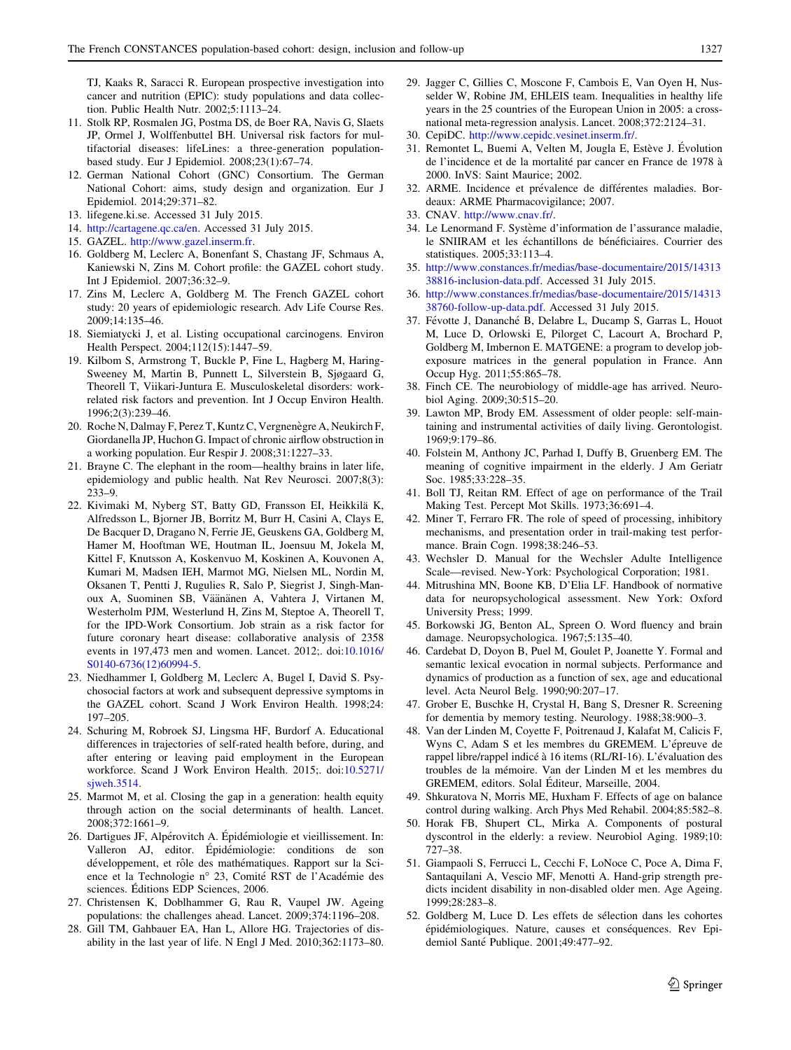TJ, Kaaks R, Saracci R. European prospective investigation into cancer and nutrition (EPIC): study populations and data collection. Public Health Nutr. 2002;5:1113–24.

11. Stolk RP, Rosmalen JG, Postma DS, de Boer RA, Navis G, Slaets JP, Ormel J, Wolffenbuttel BH. Universal risk factors for multifactorial diseases: lifeLines: a three-generation population-based study. Eur J Epidemiol. 2008;23(1):67–74.
12. German National Cohort (GNC) Consortium. The German National Cohort: aims, study design and organization. Eur J Epidemiol. 2014;29:371–82.
13. lifegene.ki.se. Accessed 31 July 2015.
14. http://cartagene.qc.ca/en. Accessed 31 July 2015.
15. GAZEL. http://www.gazel.inserm.fr.
16. Goldberg M, Leclerc A, Bonenfant S, Chastang JF, Schmaus A, Kaniewski N, Zins M. Cohort profile: the GAZEL cohort study. Int J Epidemiol. 2007;36:32–9.
17. Zins M, Leclerc A, Goldberg M. The French GAZEL cohort study: 20 years of epidemiologic research. Adv Life Course Res. 2009;14:135–46.
18. Siemiatycki J, et al. Listing occupational carcinogens. Environ Health Perspect. 2004;112(15):1447–59.
19. Kilbom S, Armstrong T, Buckle P, Fine L, Hagberg M, Haring-Sweeney M, Martin B, Punnett L, Silverstein B, Sjøgaard G, Theorell T, Viikari-Juntura E. Musculoskeletal disorders: work-related risk factors and prevention. Int J Occup Environ Health. 1996;2(3):239–46.
20. Roche N, Dalmay F, Perez T, Kuntz C, Vergnenègre A, Neukirch F, Giordanella JP, Huchon G. Impact of chronic airflow obstruction in a working population. Eur Respir J. 2008;31:1227–33.
21. Brayne C. The elephant in the room—healthy brains in later life, epidemiology and public health. Nat Rev Neurosci. 2007;8(3):233–9.
22. Kivimaki M, Nyberg ST, Batty GD, Fransson EI, Heikkilä K, Alfredsson L, Bjorner JB, Borritz M, Burr H, Casini A, Clays E, De Bacquer D, Dragano N, Ferrie JE, Geuskens GA, Goldberg M, Hamer M, Hooftman WE, Houtman IL, Joensuu M, Jokela M, Kittel F, Knutsson A, Koskenvuo M, Koskinen A, Kouvonen A, Kumari M, Madsen IEH, Marmot MG, Nielsen ML, Nordin M, Oksanen T, Pentti J, Rugulies R, Salo P, Siegrist J, Singh-Manoux A, Suominen SB, Väänänen A, Vahtera J, Virtanen M, Westerholm PJM, Westerlund H, Zins M, Steptoe A, Theorell T, for the IPD-Work Consortium. Job strain as a risk factor for future coronary heart disease: collaborative analysis of 2358 events in 197,473 men and women. Lancet. 2012;. doi:10.1016/S0140-6736(12)60994-5.
23. Niedhammer I, Goldberg M, Leclerc A, Bugel I, David S. Psychosocial factors at work and subsequent depressive symptoms in the GAZEL cohort. Scand J Work Environ Health. 1998;24:197–205.
24. Schuring M, Robroek SJ, Lingsma HF, Burdorf A. Educational differences in trajectories of self-rated health before, during, and after entering or leaving paid employment in the European workforce. Scand J Work Environ Health. 2015;. doi:10.5271/sjweh.3514.
25. Marmot M, et al. Closing the gap in a generation: health equity through action on the social determinants of health. Lancet. 2008;372:1661–9.
26. Dartigues JF, Alpérovitch A. Épidémiologie et vieillissement. In: Valleron AJ, editor. Épidémiologie: conditions de son développement, et rôle des mathématiques. Rapport sur la Science et la Technologie n° 23, Comité RST de l'Académie des sciences. Éditions EDP Sciences, 2006.
27. Christensen K, Doblhammer G, Rau R, Vaupel JW. Ageing populations: the challenges ahead. Lancet. 2009;374:1196–208.
28. Gill TM, Gahbauer EA, Han L, Allore HG. Trajectories of disability in the last year of life. N Engl J Med. 2010;362:1173–80.
29. Jagger C, Gillies C, Moscone F, Cambois E, Van Oyen H, Nusselder W, Robine JM, EHLEIS team. Inequalities in healthy life years in the 25 countries of the European Union in 2005: a cross-national meta-regression analysis. Lancet. 2008;372:2124–31.
30. CepiDC. http://www.cepidc.vesinet.inserm.fr/.
31. Remontet L, Buemi A, Velten M, Jougla E, Estève J. Évolution de l'incidence et de la mortalité par cancer en France de 1978 à 2000. InVS: Saint Maurice; 2002.
32. ARME. Incidence et prévalence de différentes maladies. Bordeaux: ARME Pharmacovigilance; 2007.
33. CNAV. http://www.cnav.fr/.
34. Le Lenormand F. Système d'information de l'assurance maladie, le SNIIRAM et les échantillons de bénéficiaires. Courrier des statistiques. 2005;33:113–4.
35. http://www.constances.fr/medias/base-documentaire/2015/1431338816-inclusion-data.pdf. Accessed 31 July 2015.
36. http://www.constances.fr/medias/base-documentaire/2015/1431338760-follow-up-data.pdf. Accessed 31 July 2015.
37. Févotte J, Dananché B, Delabre L, Ducamp S, Garras L, Houot M, Luce D, Orlowski E, Pilorget C, Lacourt A, Brochard P, Goldberg M, Imbernon E. MATGENE: a program to develop job-exposure matrices in the general population in France. Ann Occup Hyg. 2011;55:865–78.
38. Finch CE. The neurobiology of middle-age has arrived. Neurobiol Aging. 2009;30:515–20.
39. Lawton MP, Brody EM. Assessment of older people: self-maintaining and instrumental activities of daily living. Gerontologist. 1969;9:179–86.
40. Folstein M, Anthony JC, Parhad I, Duffy B, Gruenberg EM. The meaning of cognitive impairment in the elderly. J Am Geriatr Soc. 1985;33:228–35.
41. Boll TJ, Reitan RM. Effect of age on performance of the Trail Making Test. Percept Mot Skills. 1973;36:691–4.
42. Miner T, Ferraro FR. The role of speed of processing, inhibitory mechanisms, and presentation order in trail-making test performance. Brain Cogn. 1998;38:246–53.
43. Wechsler D. Manual for the Wechsler Adulte Intelligence Scale—revised. New-York: Psychological Corporation; 1981.
44. Mitrushina MN, Boone KB, D'Elia LF. Handbook of normative data for neuropsychological assessment. New York: Oxford University Press; 1999.
45. Borkowski JG, Benton AL, Spreen O. Word fluency and brain damage. Neuropsychologica. 1967;5:135–40.
46. Cardebat D, Doyon B, Puel M, Goulet P, Joanette Y. Formal and semantic lexical evocation in normal subjects. Performance and dynamics of production as a function of sex, age and educational level. Acta Neurol Belg. 1990;90:207–17.
47. Grober E, Buschke H, Crystal H, Bang S, Dresner R. Screening for dementia by memory testing. Neurology. 1988;38:900–3.
48. Van der Linden M, Coyette F, Poitrenaud J, Kalafat M, Calicis F, Wyns C, Adam S et les membres du GREMEM. L'épreuve de rappel libre/rappel indicé à 16 items (RL/RI-16). L'évaluation des troubles de la mémoire. Van der Linden M et les membres du GREMEM, editors. Solal Éditeur, Marseille, 2004.
49. Shkuratova N, Morris ME, Huxham F. Effects of age on balance control during walking. Arch Phys Med Rehabil. 2004;85:582–8.
50. Horak FB, Shupert CL, Mirka A. Components of postural dyscontrol in the elderly: a review. Neurobiol Aging. 1989;10:727–38.
51. Giampaoli S, Ferrucci L, Cecchi F, LoNoce C, Poce A, Dima F, Santaquilani A, Vescio MF, Menotti A. Hand-grip strength predicts incident disability in non-disabled older men. Age Ageing. 1999;28:283–8.
52. Goldberg M, Luce D. Les effets de sélection dans les cohortes épidémiologiques. Nature, causes et conséquences. Rev Epidemiol Santé Publique. 2001;49:477–92.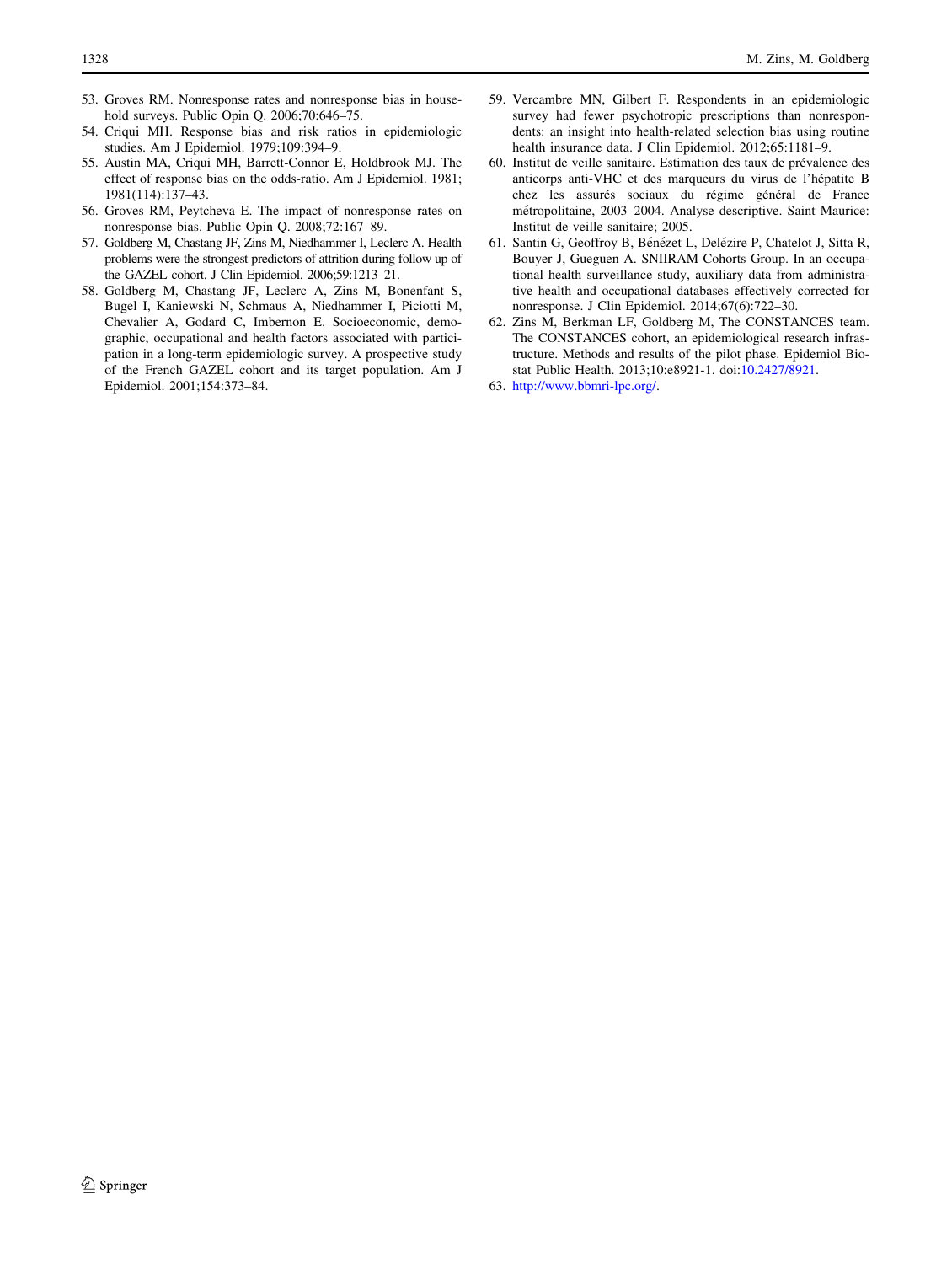53. Groves RM. Nonresponse rates and nonresponse bias in household surveys. Public Opin Q. 2006;70:646–75.
54. Criqui MH. Response bias and risk ratios in epidemiologic studies. Am J Epidemiol. 1979;109:394–9.
55. Austin MA, Criqui MH, Barrett-Connor E, Holdbrook MJ. The effect of response bias on the odds-ratio. Am J Epidemiol. 1981; 1981(114):137–43.
56. Groves RM, Peytcheva E. The impact of nonresponse rates on nonresponse bias. Public Opin Q. 2008;72:167–89.
57. Goldberg M, Chastang JF, Zins M, Niedhammer I, Leclerc A. Health problems were the strongest predictors of attrition during follow up of the GAZEL cohort. J Clin Epidemiol. 2006;59:1213–21.
58. Goldberg M, Chastang JF, Leclerc A, Zins M, Bonenfant S, Bugel I, Kaniewski N, Schmaus A, Niedhammer I, Piciotti M, Chevalier A, Godard C, Imbernon E. Socioeconomic, demographic, occupational and health factors associated with participation in a long-term epidemiologic survey. A prospective study of the French GAZEL cohort and its target population. Am J Epidemiol. 2001;154:373–84.
59. Vercambre MN, Gilbert F. Respondents in an epidemiologic survey had fewer psychotropic prescriptions than nonrespondents: an insight into health-related selection bias using routine health insurance data. J Clin Epidemiol. 2012;65:1181–9.
60. Institut de veille sanitaire. Estimation des taux de prévalence des anticorps anti-VHC et des marqueurs du virus de l'hépatite B chez les assurés sociaux du régime général de France métropolitaine, 2003–2004. Analyse descriptive. Saint Maurice: Institut de veille sanitaire; 2005.
61. Santin G, Geoffroy B, Bénézet L, Delézire P, Chatelot J, Sitta R, Bouyer J, Gueguen A. SNIIRAM Cohorts Group. In an occupational health surveillance study, auxiliary data from administrative health and occupational databases effectively corrected for nonresponse. J Clin Epidemiol. 2014;67(6):722–30.
62. Zins M, Berkman LF, Goldberg M, The CONSTANCES team. The CONSTANCES cohort, an epidemiological research infrastructure. Methods and results of the pilot phase. Epidemiol Biostat Public Health. 2013;10:e8921-1. doi:10.2427/8921.
63. http://www.bbmri-lpc.org/.